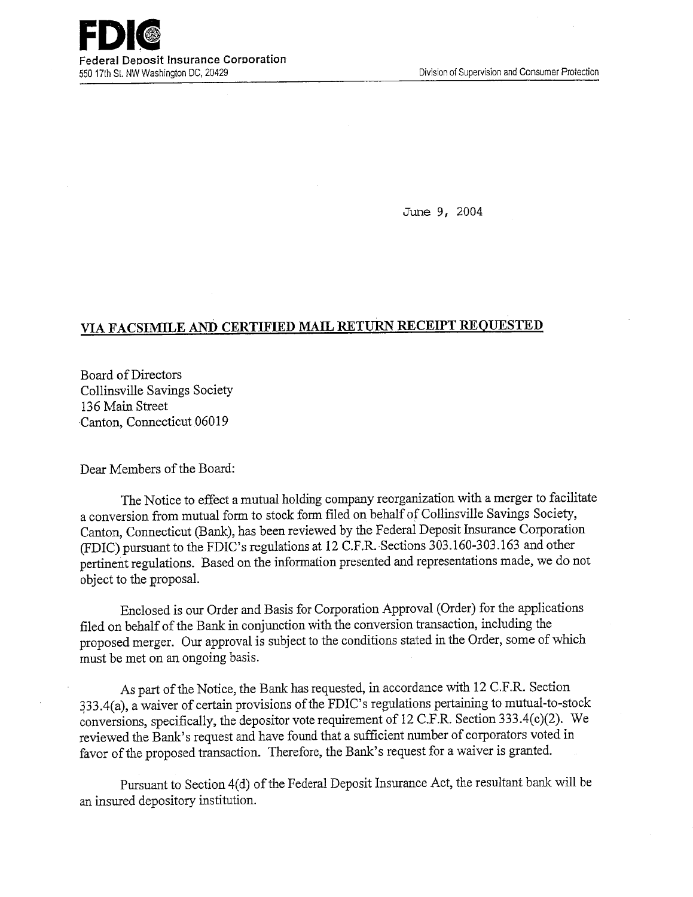**FDIC**
Federal Deposit Insurance Corporation
550 17th St. NW Washington DC, 20429

Division of Supervision and Consumer Protection

June 9, 2004

**VIA FACSIMILE AND CERTIFIED MAIL RETURN RECEIPT REQUESTED**

Board of Directors
Collinsville Savings Society
136 Main Street
Canton, Connecticut 06019

Dear Members of the Board:

The Notice to effect a mutual holding company reorganization with a merger to facilitate a conversion from mutual form to stock form filed on behalf of Collinsville Savings Society, Canton, Connecticut (Bank), has been reviewed by the Federal Deposit Insurance Corporation (FDIC) pursuant to the FDIC's regulations at 12 C.F.R. Sections 303.160-303.163 and other pertinent regulations. Based on the information presented and representations made, we do not object to the proposal.

Enclosed is our Order and Basis for Corporation Approval (Order) for the applications filed on behalf of the Bank in conjunction with the conversion transaction, including the proposed merger. Our approval is subject to the conditions stated in the Order, some of which must be met on an ongoing basis.

As part of the Notice, the Bank has requested, in accordance with 12 C.F.R. Section 333.4(a), a waiver of certain provisions of the FDIC's regulations pertaining to mutual-to-stock conversions, specifically, the depositor vote requirement of 12 C.F.R. Section 333.4(c)(2). We reviewed the Bank's request and have found that a sufficient number of corporators voted in favor of the proposed transaction. Therefore, the Bank's request for a waiver is granted.

Pursuant to Section 4(d) of the Federal Deposit Insurance Act, the resultant bank will be an insured depository institution.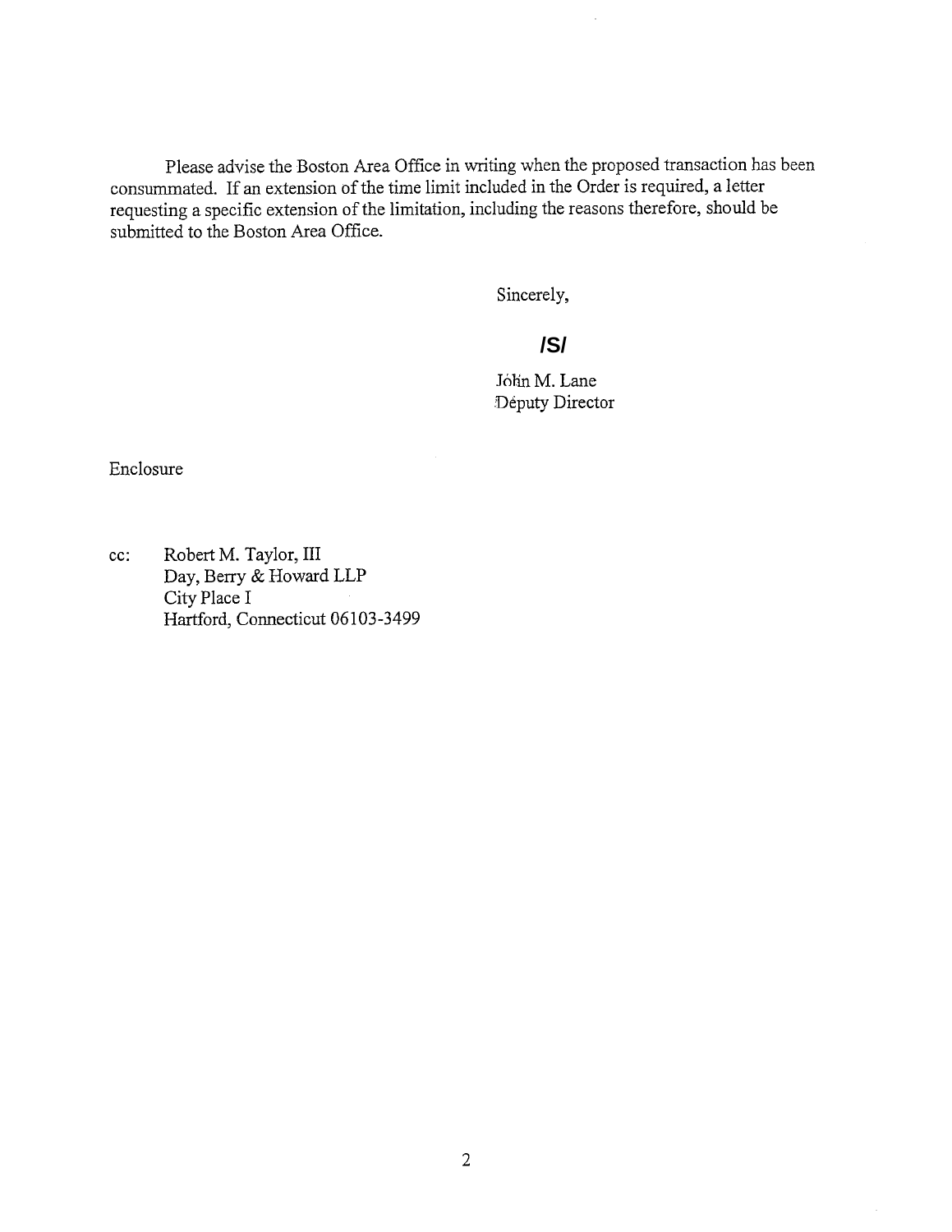Please advise the Boston Area Office in writing when the proposed transaction has been consummated. If an extension of the time limit included in the Order is required, a letter requesting a specific extension of the limitation, including the reasons therefore, should be submitted to the Boston Area Office.

Sincerely,

**/S/**

John M. Lane
Deputy Director

Enclosure

cc: Robert M. Taylor, III
Day, Berry & Howard LLP
City Place I
Hartford, Connecticut 06103-3499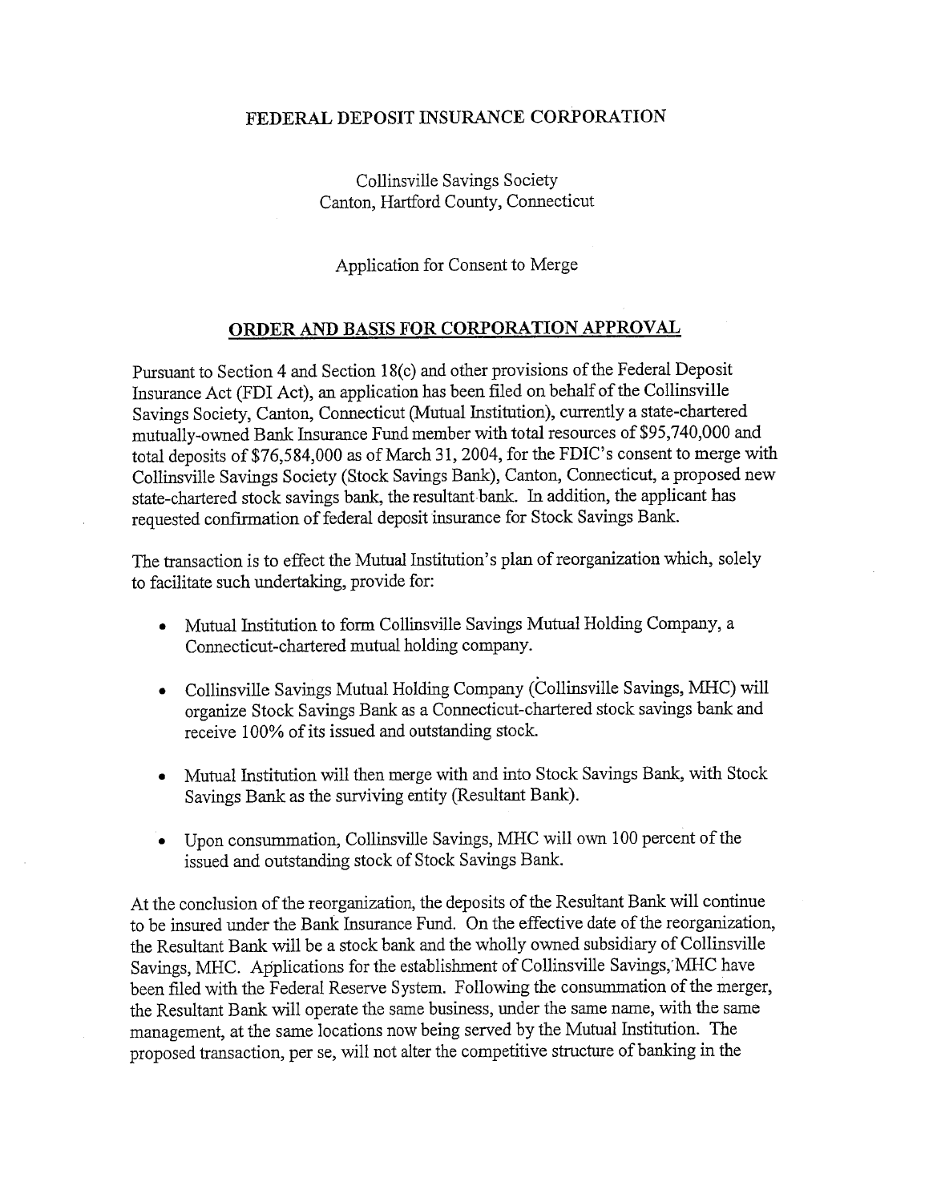# FEDERAL DEPOSIT INSURANCE CORPORATION

Collinsville Savings Society
Canton, Hartford County, Connecticut

Application for Consent to Merge

## ORDER AND BASIS FOR CORPORATION APPROVAL

Pursuant to Section 4 and Section 18(c) and other provisions of the Federal Deposit Insurance Act (FDI Act), an application has been filed on behalf of the Collinsville Savings Society, Canton, Connecticut (Mutual Institution), currently a state-chartered mutually-owned Bank Insurance Fund member with total resources of $95,740,000 and total deposits of $76,584,000 as of March 31, 2004, for the FDIC's consent to merge with Collinsville Savings Society (Stock Savings Bank), Canton, Connecticut, a proposed new state-chartered stock savings bank, the resultant bank. In addition, the applicant has requested confirmation of federal deposit insurance for Stock Savings Bank.

The transaction is to effect the Mutual Institution's plan of reorganization which, solely to facilitate such undertaking, provide for:

- Mutual Institution to form Collinsville Savings Mutual Holding Company, a Connecticut-chartered mutual holding company.
- Collinsville Savings Mutual Holding Company (Collinsville Savings, MHC) will organize Stock Savings Bank as a Connecticut-chartered stock savings bank and receive 100% of its issued and outstanding stock.
- Mutual Institution will then merge with and into Stock Savings Bank, with Stock Savings Bank as the surviving entity (Resultant Bank).
- Upon consummation, Collinsville Savings, MHC will own 100 percent of the issued and outstanding stock of Stock Savings Bank.

At the conclusion of the reorganization, the deposits of the Resultant Bank will continue to be insured under the Bank Insurance Fund. On the effective date of the reorganization, the Resultant Bank will be a stock bank and the wholly owned subsidiary of Collinsville Savings, MHC. Applications for the establishment of Collinsville Savings, MHC have been filed with the Federal Reserve System. Following the consummation of the merger, the Resultant Bank will operate the same business, under the same name, with the same management, at the same locations now being served by the Mutual Institution. The proposed transaction, per se, will not alter the competitive structure of banking in the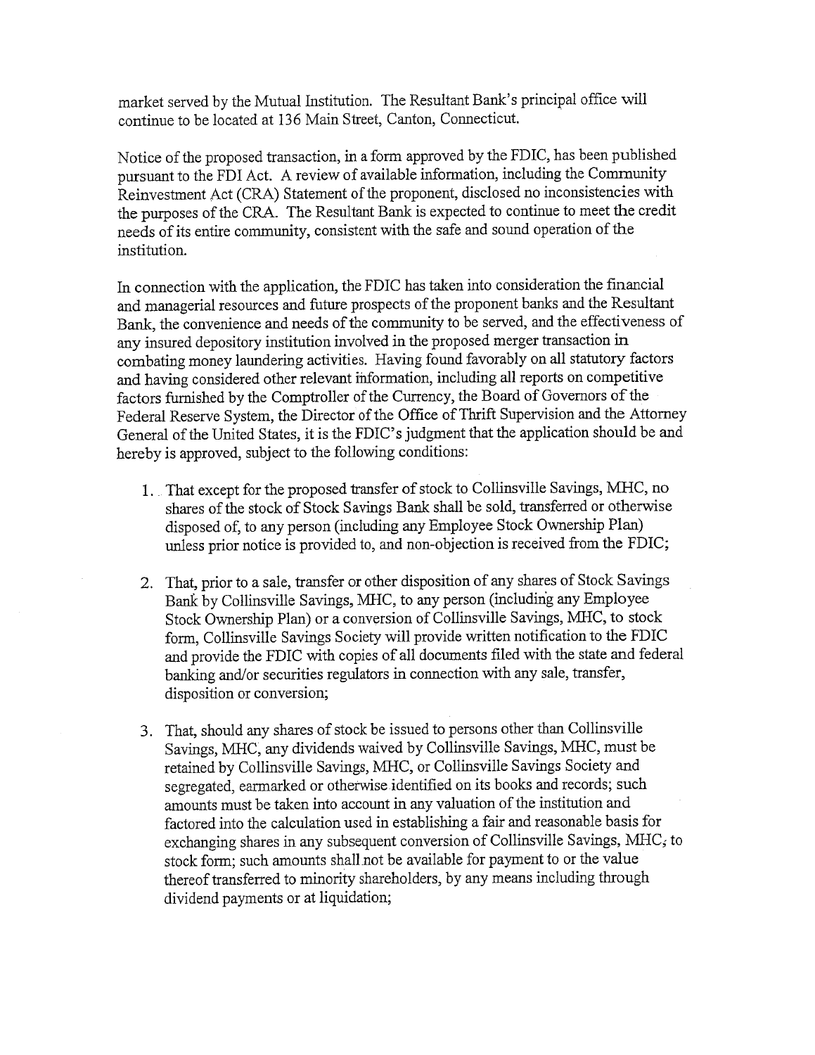market served by the Mutual Institution. The Resultant Bank's principal office will continue to be located at 136 Main Street, Canton, Connecticut.

Notice of the proposed transaction, in a form approved by the FDIC, has been published pursuant to the FDI Act. A review of available information, including the Community Reinvestment Act (CRA) Statement of the proponent, disclosed no inconsistencies with the purposes of the CRA. The Resultant Bank is expected to continue to meet the credit needs of its entire community, consistent with the safe and sound operation of the institution.

In connection with the application, the FDIC has taken into consideration the financial and managerial resources and future prospects of the proponent banks and the Resultant Bank, the convenience and needs of the community to be served, and the effectiveness of any insured depository institution involved in the proposed merger transaction in combating money laundering activities. Having found favorably on all statutory factors and having considered other relevant information, including all reports on competitive factors furnished by the Comptroller of the Currency, the Board of Governors of the Federal Reserve System, the Director of the Office of Thrift Supervision and the Attorney General of the United States, it is the FDIC's judgment that the application should be and hereby is approved, subject to the following conditions:

1. That except for the proposed transfer of stock to Collinsville Savings, MHC, no shares of the stock of Stock Savings Bank shall be sold, transferred or otherwise disposed of, to any person (including any Employee Stock Ownership Plan) unless prior notice is provided to, and non-objection is received from the FDIC;

2. That, prior to a sale, transfer or other disposition of any shares of Stock Savings Bank by Collinsville Savings, MHC, to any person (including any Employee Stock Ownership Plan) or a conversion of Collinsville Savings, MHC, to stock form, Collinsville Savings Society will provide written notification to the FDIC and provide the FDIC with copies of all documents filed with the state and federal banking and/or securities regulators in connection with any sale, transfer, disposition or conversion;

3. That, should any shares of stock be issued to persons other than Collinsville Savings, MHC, any dividends waived by Collinsville Savings, MHC, must be retained by Collinsville Savings, MHC, or Collinsville Savings Society and segregated, earmarked or otherwise identified on its books and records; such amounts must be taken into account in any valuation of the institution and factored into the calculation used in establishing a fair and reasonable basis for exchanging shares in any subsequent conversion of Collinsville Savings, MHC, to stock form; such amounts shall not be available for payment to or the value thereof transferred to minority shareholders, by any means including through dividend payments or at liquidation;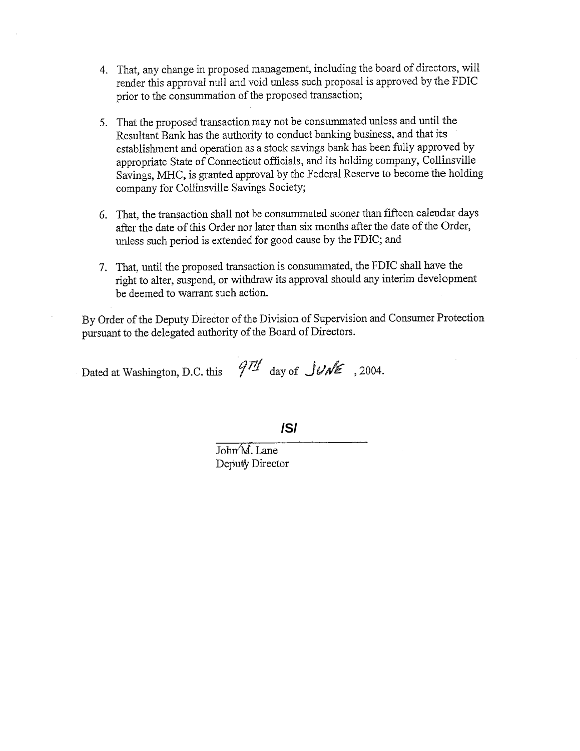4. That, any change in proposed management, including the board of directors, will render this approval null and void unless such proposal is approved by the FDIC prior to the consummation of the proposed transaction;

5. That the proposed transaction may not be consummated unless and until the Resultant Bank has the authority to conduct banking business, and that its establishment and operation as a stock savings bank has been fully approved by appropriate State of Connecticut officials, and its holding company, Collinsville Savings, MHC, is granted approval by the Federal Reserve to become the holding company for Collinsville Savings Society;

6. That, the transaction shall not be consummated sooner than fifteen calendar days after the date of this Order nor later than six months after the date of the Order, unless such period is extended for good cause by the FDIC; and

7. That, until the proposed transaction is consummated, the FDIC shall have the right to alter, suspend, or withdraw its approval should any interim development be deemed to warrant such action.

By Order of the Deputy Director of the Division of Supervision and Consumer Protection pursuant to the delegated authority of the Board of Directors.

Dated at Washington, D.C. this 9TH day of JUNE , 2004.

/S/

John M. Lane
Deputy Director